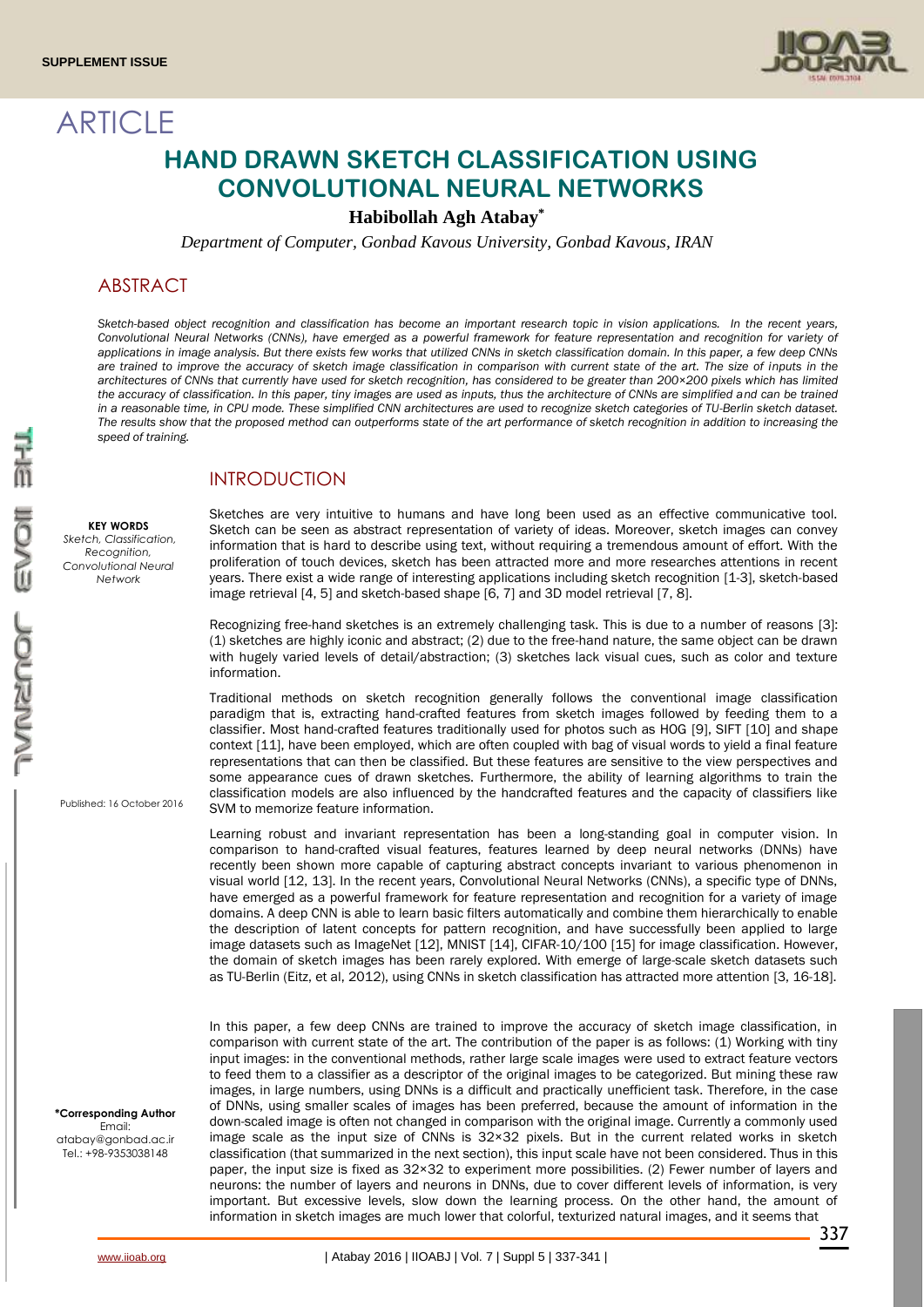ARTICLE

# HAND DRAWN SKETCH CLASSIFICATION USING CONVOLUTIONAL NEURAL NETWORKS

**Habibollah Agh Atabay***

*Department of Computer, Gonbad Kavous University, Gonbad Kavous, IRAN*

## ABSTRACT

*Sketch-based object recognition and classification has become an important research topic in vision applications. In the recent years, Convolutional Neural Networks (CNNs), have emerged as a powerful framework for feature representation and recognition for variety of applications in image analysis. But there exists few works that utilized CNNs in sketch classification domain. In this paper, a few deep CNNs are trained to improve the accuracy of sketch image classification in comparison with current state of the art. The size of inputs in the architectures of CNNs that currently have used for sketch recognition, has considered to be greater than 200×200 pixels which has limited the accuracy of classification. In this paper, tiny images are used as inputs, thus the architecture of CNNs are simplified and can be trained in a reasonable time, in CPU mode. These simplified CNN architectures are used to recognize sketch categories of TU-Berlin sketch dataset. The results show that the proposed method can outperforms state of the art performance of sketch recognition in addition to increasing the speed of training.*

**KEY WORDS**
*Sketch, Classification, Recognition, Convolutional Neural Network*

Published: 16 October 2016

**\*Corresponding Author**
Email: atabay@gonbad.ac.ir
Tel.: +98-9353038148

## INTRODUCTION

Sketches are very intuitive to humans and have long been used as an effective communicative tool. Sketch can be seen as abstract representation of variety of ideas. Moreover, sketch images can convey information that is hard to describe using text, without requiring a tremendous amount of effort. With the proliferation of touch devices, sketch has been attracted more and more researches attentions in recent years. There exist a wide range of interesting applications including sketch recognition [1-3], sketch-based image retrieval [4, 5] and sketch-based shape [6, 7] and 3D model retrieval [7, 8].

Recognizing free-hand sketches is an extremely challenging task. This is due to a number of reasons [3]: (1) sketches are highly iconic and abstract; (2) due to the free-hand nature, the same object can be drawn with hugely varied levels of detail/abstraction; (3) sketches lack visual cues, such as color and texture information.

Traditional methods on sketch recognition generally follows the conventional image classification paradigm that is, extracting hand-crafted features from sketch images followed by feeding them to a classifier. Most hand-crafted features traditionally used for photos such as HOG [9], SIFT [10] and shape context [11], have been employed, which are often coupled with bag of visual words to yield a final feature representations that can then be classified. But these features are sensitive to the view perspectives and some appearance cues of drawn sketches. Furthermore, the ability of learning algorithms to train the classification models are also influenced by the handcrafted features and the capacity of classifiers like SVM to memorize feature information.

Learning robust and invariant representation has been a long-standing goal in computer vision. In comparison to hand-crafted visual features, features learned by deep neural networks (DNNs) have recently been shown more capable of capturing abstract concepts invariant to various phenomenon in visual world [12, 13]. In the recent years, Convolutional Neural Networks (CNNs), a specific type of DNNs, have emerged as a powerful framework for feature representation and recognition for a variety of image domains. A deep CNN is able to learn basic filters automatically and combine them hierarchically to enable the description of latent concepts for pattern recognition, and have successfully been applied to large image datasets such as ImageNet [12], MNIST [14], CIFAR-10/100 [15] for image classification. However, the domain of sketch images has been rarely explored. With emerge of large-scale sketch datasets such as TU-Berlin (Eitz, et al, 2012), using CNNs in sketch classification has attracted more attention [3, 16-18].

In this paper, a few deep CNNs are trained to improve the accuracy of sketch image classification, in comparison with current state of the art. The contribution of the paper is as follows: (1) Working with tiny input images: in the conventional methods, rather large scale images were used to extract feature vectors to feed them to a classifier as a descriptor of the original images to be categorized. But mining these raw images, in large numbers, using DNNs is a difficult and practically unefficient task. Therefore, in the case of DNNs, using smaller scales of images has been preferred, because the amount of information in the down-scaled image is often not changed in comparison with the original image. Currently a commonly used image scale as the input size of CNNs is 32×32 pixels. But in the current related works in sketch classification (that summarized in the next section), this input scale have not been considered. Thus in this paper, the input size is fixed as 32×32 to experiment more possibilities. (2) Fewer number of layers and neurons: the number of layers and neurons in DNNs, due to cover different levels of information, is very important. But excessive levels, slow down the learning process. On the other hand, the amount of information in sketch images are much lower that colorful, texturized natural images, and it seems that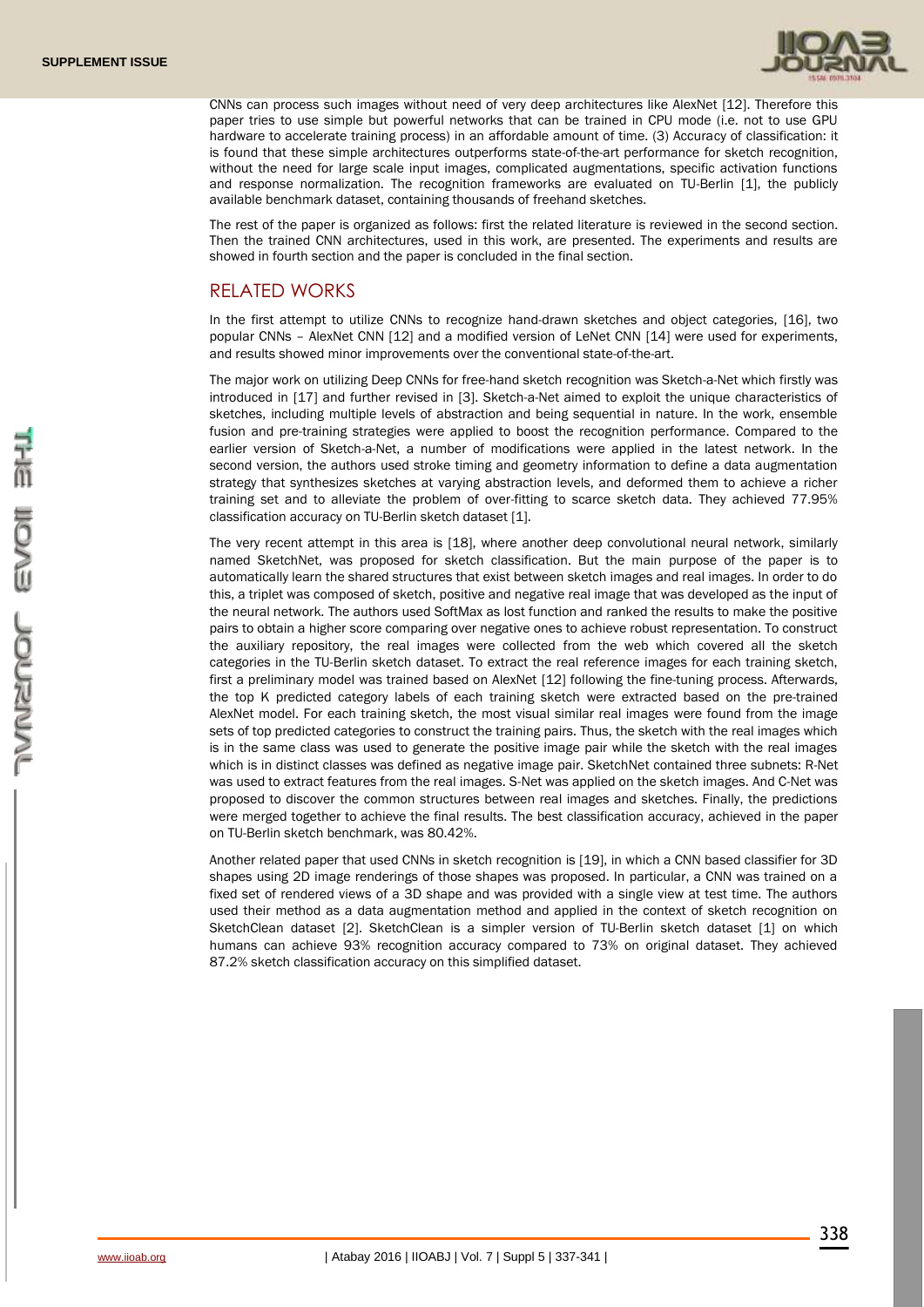CNNs can process such images without need of very deep architectures like AlexNet [12]. Therefore this paper tries to use simple but powerful networks that can be trained in CPU mode (i.e. not to use GPU hardware to accelerate training process) in an affordable amount of time. (3) Accuracy of classification: it is found that these simple architectures outperforms state-of-the-art performance for sketch recognition, without the need for large scale input images, complicated augmentations, specific activation functions and response normalization. The recognition frameworks are evaluated on TU-Berlin [1], the publicly available benchmark dataset, containing thousands of freehand sketches.

The rest of the paper is organized as follows: first the related literature is reviewed in the second section. Then the trained CNN architectures, used in this work, are presented. The experiments and results are showed in fourth section and the paper is concluded in the final section.

## RELATED WORKS

In the first attempt to utilize CNNs to recognize hand-drawn sketches and object categories, [16], two popular CNNs – AlexNet CNN [12] and a modified version of LeNet CNN [14] were used for experiments, and results showed minor improvements over the conventional state-of-the-art.

The major work on utilizing Deep CNNs for free-hand sketch recognition was Sketch-a-Net which firstly was introduced in [17] and further revised in [3]. Sketch-a-Net aimed to exploit the unique characteristics of sketches, including multiple levels of abstraction and being sequential in nature. In the work, ensemble fusion and pre-training strategies were applied to boost the recognition performance. Compared to the earlier version of Sketch-a-Net, a number of modifications were applied in the latest network. In the second version, the authors used stroke timing and geometry information to define a data augmentation strategy that synthesizes sketches at varying abstraction levels, and deformed them to achieve a richer training set and to alleviate the problem of over-fitting to scarce sketch data. They achieved 77.95% classification accuracy on TU-Berlin sketch dataset [1].

The very recent attempt in this area is [18], where another deep convolutional neural network, similarly named SketchNet, was proposed for sketch classification. But the main purpose of the paper is to automatically learn the shared structures that exist between sketch images and real images. In order to do this, a triplet was composed of sketch, positive and negative real image that was developed as the input of the neural network. The authors used SoftMax as lost function and ranked the results to make the positive pairs to obtain a higher score comparing over negative ones to achieve robust representation. To construct the auxiliary repository, the real images were collected from the web which covered all the sketch categories in the TU-Berlin sketch dataset. To extract the real reference images for each training sketch, first a preliminary model was trained based on AlexNet [12] following the fine-tuning process. Afterwards, the top K predicted category labels of each training sketch were extracted based on the pre-trained AlexNet model. For each training sketch, the most visual similar real images were found from the image sets of top predicted categories to construct the training pairs. Thus, the sketch with the real images which is in the same class was used to generate the positive image pair while the sketch with the real images which is in distinct classes was defined as negative image pair. SketchNet contained three subnets: R-Net was used to extract features from the real images. S-Net was applied on the sketch images. And C-Net was proposed to discover the common structures between real images and sketches. Finally, the predictions were merged together to achieve the final results. The best classification accuracy, achieved in the paper on TU-Berlin sketch benchmark, was 80.42%.

Another related paper that used CNNs in sketch recognition is [19], in which a CNN based classifier for 3D shapes using 2D image renderings of those shapes was proposed. In particular, a CNN was trained on a fixed set of rendered views of a 3D shape and was provided with a single view at test time. The authors used their method as a data augmentation method and applied in the context of sketch recognition on SketchClean dataset [2]. SketchClean is a simpler version of TU-Berlin sketch dataset [1] on which humans can achieve 93% recognition accuracy compared to 73% on original dataset. They achieved 87.2% sketch classification accuracy on this simplified dataset.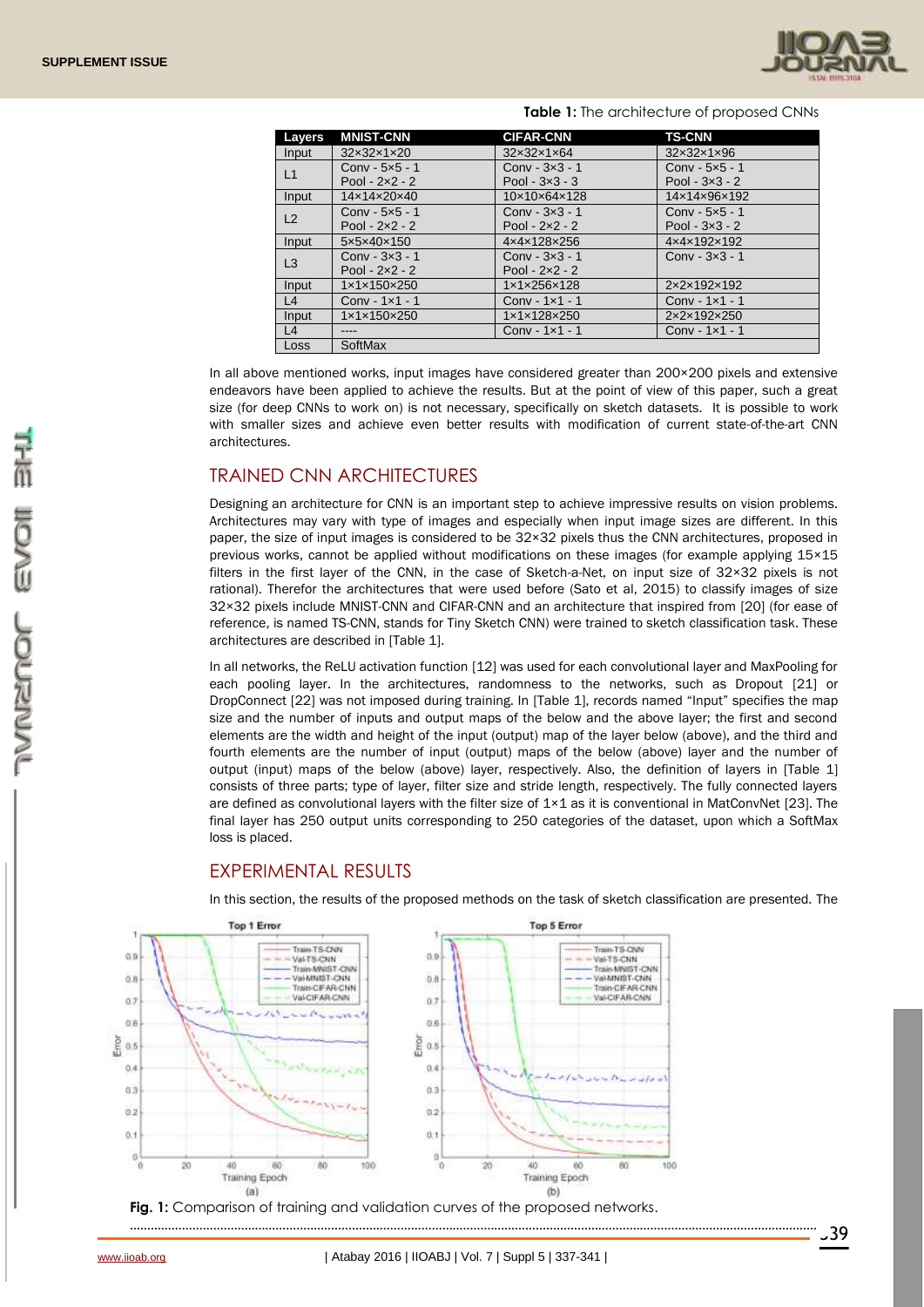**Table 1:** The architecture of proposed CNNs

| Layers | MNIST-CNN | CIFAR-CNN | TS-CNN |
|---|---|---|---|
| Input | 32×32×1×20 | 32×32×1×64 | 32×32×1×96 |
| L1 | Conv - 5×5 - 1<br>Pool - 2×2 - 2 | Conv - 3×3 - 1<br>Pool - 3×3 - 3 | Conv - 5×5 - 1<br>Pool - 3×3 - 2 |
| Input | 14×14×20×40 | 10×10×64×128 | 14×14×96×192 |
| L2 | Conv - 5×5 - 1<br>Pool - 2×2 - 2 | Conv - 3×3 - 1<br>Pool - 2×2 - 2 | Conv - 5×5 - 1<br>Pool - 3×3 - 2 |
| Input | 5×5×40×150 | 4×4×128×256 | 4×4×192×192 |
| L3 | Conv - 3×3 - 1<br>Pool - 2×2 - 2 | Conv - 3×3 - 1<br>Pool - 2×2 - 2 | Conv - 3×3 - 1 |
| Input | 1×1×150×250 | 1×1×256×128 | 2×2×192×192 |
| L4 | Conv - 1×1 - 1 | Conv - 1×1 - 1 | Conv - 1×1 - 1 |
| Input | 1×1×150×250 | 1×1×128×250 | 2×2×192×250 |
| L4 | ---- | Conv - 1×1 - 1 | Conv - 1×1 - 1 |
| Loss | SoftMax | | |

In all above mentioned works, input images have considered greater than 200×200 pixels and extensive endeavors have been applied to achieve the results. But at the point of view of this paper, such a great size (for deep CNNs to work on) is not necessary, specifically on sketch datasets. It is possible to work with smaller sizes and achieve even better results with modification of current state-of-the-art CNN architectures.

## TRAINED CNN ARCHITECTURES

Designing an architecture for CNN is an important step to achieve impressive results on vision problems. Architectures may vary with type of images and especially when input image sizes are different. In this paper, the size of input images is considered to be 32×32 pixels thus the CNN architectures, proposed in previous works, cannot be applied without modifications on these images (for example applying 15×15 filters in the first layer of the CNN, in the case of Sketch-a-Net, on input size of 32×32 pixels is not rational). Therefor the architectures that were used before (Sato et al, 2015) to classify images of size 32×32 pixels include MNIST-CNN and CIFAR-CNN and an architecture that inspired from [20] (for ease of reference, is named TS-CNN, stands for Tiny Sketch CNN) were trained to sketch classification task. These architectures are described in [Table 1].

In all networks, the ReLU activation function [12] was used for each convolutional layer and MaxPooling for each pooling layer. In the architectures, randomness to the networks, such as Dropout [21] or DropConnect [22] was not imposed during training. In [Table 1], records named "Input" specifies the map size and the number of inputs and output maps of the below and the above layer; the first and second elements are the width and height of the input (output) map of the layer below (above), and the third and fourth elements are the number of input (output) maps of the below (above) layer and the number of output (input) maps of the below (above) layer, respectively. Also, the definition of layers in [Table 1] consists of three parts; type of layer, filter size and stride length, respectively. The fully connected layers are defined as convolutional layers with the filter size of 1×1 as it is conventional in MatConvNet [23]. The final layer has 250 output units corresponding to 250 categories of the dataset, upon which a SoftMax loss is placed.

## EXPERIMENTAL RESULTS

In this section, the results of the proposed methods on the task of sketch classification are presented. The

**Fig. 1:** Comparison of training and validation curves of the proposed networks.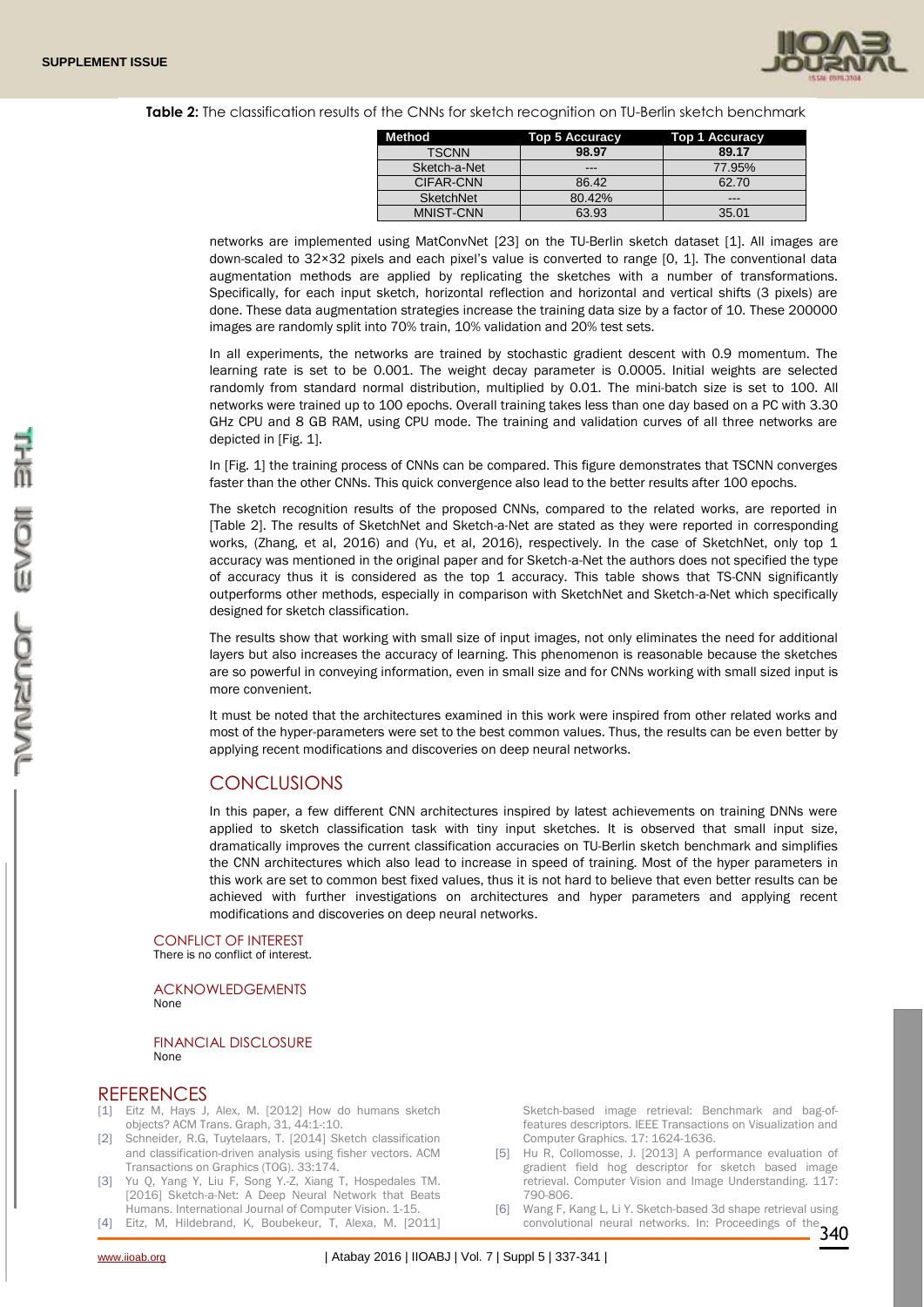**Table 2:** The classification results of the CNNs for sketch recognition on TU-Berlin sketch benchmark

| Method | Top 5 Accuracy | Top 1 Accuracy |
| --- | --- | --- |
| TSCNN | **98.97** | **89.17** |
| Sketch-a-Net | --- | 77.95% |
| CIFAR-CNN | 86.42 | 62.70 |
| SketchNet | 80.42% | --- |
| MNIST-CNN | 63.93 | 35.01 |

networks are implemented using MatConvNet [23] on the TU-Berlin sketch dataset [1]. All images are down-scaled to 32×32 pixels and each pixel's value is converted to range [0, 1]. The conventional data augmentation methods are applied by replicating the sketches with a number of transformations. Specifically, for each input sketch, horizontal reflection and horizontal and vertical shifts (3 pixels) are done. These data augmentation strategies increase the training data size by a factor of 10. These 200000 images are randomly split into 70% train, 10% validation and 20% test sets.

In all experiments, the networks are trained by stochastic gradient descent with 0.9 momentum. The learning rate is set to be 0.001. The weight decay parameter is 0.0005. Initial weights are selected randomly from standard normal distribution, multiplied by 0.01. The mini-batch size is set to 100. All networks were trained up to 100 epochs. Overall training takes less than one day based on a PC with 3.30 GHz CPU and 8 GB RAM, using CPU mode. The training and validation curves of all three networks are depicted in [Fig. 1].

In [Fig. 1] the training process of CNNs can be compared. This figure demonstrates that TSCNN converges faster than the other CNNs. This quick convergence also lead to the better results after 100 epochs.

The sketch recognition results of the proposed CNNs, compared to the related works, are reported in [Table 2]. The results of SketchNet and Sketch-a-Net are stated as they were reported in corresponding works, (Zhang, et al, 2016) and (Yu, et al, 2016), respectively. In the case of SketchNet, only top 1 accuracy was mentioned in the original paper and for Sketch-a-Net the authors does not specified the type of accuracy thus it is considered as the top 1 accuracy. This table shows that TS-CNN significantly outperforms other methods, especially in comparison with SketchNet and Sketch-a-Net which specifically designed for sketch classification.

The results show that working with small size of input images, not only eliminates the need for additional layers but also increases the accuracy of learning. This phenomenon is reasonable because the sketches are so powerful in conveying information, even in small size and for CNNs working with small sized input is more convenient.

It must be noted that the architectures examined in this work were inspired from other related works and most of the hyper-parameters were set to the best common values. Thus, the results can be even better by applying recent modifications and discoveries on deep neural networks.

## CONCLUSIONS

In this paper, a few different CNN architectures inspired by latest achievements on training DNNs were applied to sketch classification task with tiny input sketches. It is observed that small input size, dramatically improves the current classification accuracies on TU-Berlin sketch benchmark and simplifies the CNN architectures which also lead to increase in speed of training. Most of the hyper parameters in this work are set to common best fixed values, thus it is not hard to believe that even better results can be achieved with further investigations on architectures and hyper parameters and applying recent modifications and discoveries on deep neural networks.

### CONFLICT OF INTEREST

There is no conflict of interest.

### ACKNOWLEDGEMENTS

None

### FINANCIAL DISCLOSURE

None

## REFERENCES

[1] Eitz M, Hays J, Alex, M. [2012] How do humans sketch objects? ACM Trans. Graph, 31, 44:1-:10.

[2] Schneider, R.G, Tuytelaars, T. [2014] Sketch classification and classification-driven analysis using fisher vectors. ACM Transactions on Graphics (TOG). 33:174.

[3] Yu Q, Yang Y, Liu F, Song Y.-Z, Xiang T, Hospedales TM. [2016] Sketch-a-Net: A Deep Neural Network that Beats Humans. International Journal of Computer Vision. 1-15.

[4] Eitz, M, Hildebrand, K, Boubekeur, T, Alexa, M. [2011] Sketch-based image retrieval: Benchmark and bag-of-features descriptors. IEEE Transactions on Visualization and Computer Graphics. 17: 1624-1636.

[5] Hu R, Collomosse, J. [2013] A performance evaluation of gradient field hog descriptor for sketch based image retrieval. Computer Vision and Image Understanding. 117: 790-806.

[6] Wang F, Kang L, Li Y. Sketch-based 3d shape retrieval using convolutional neural networks. In: Proceedings of the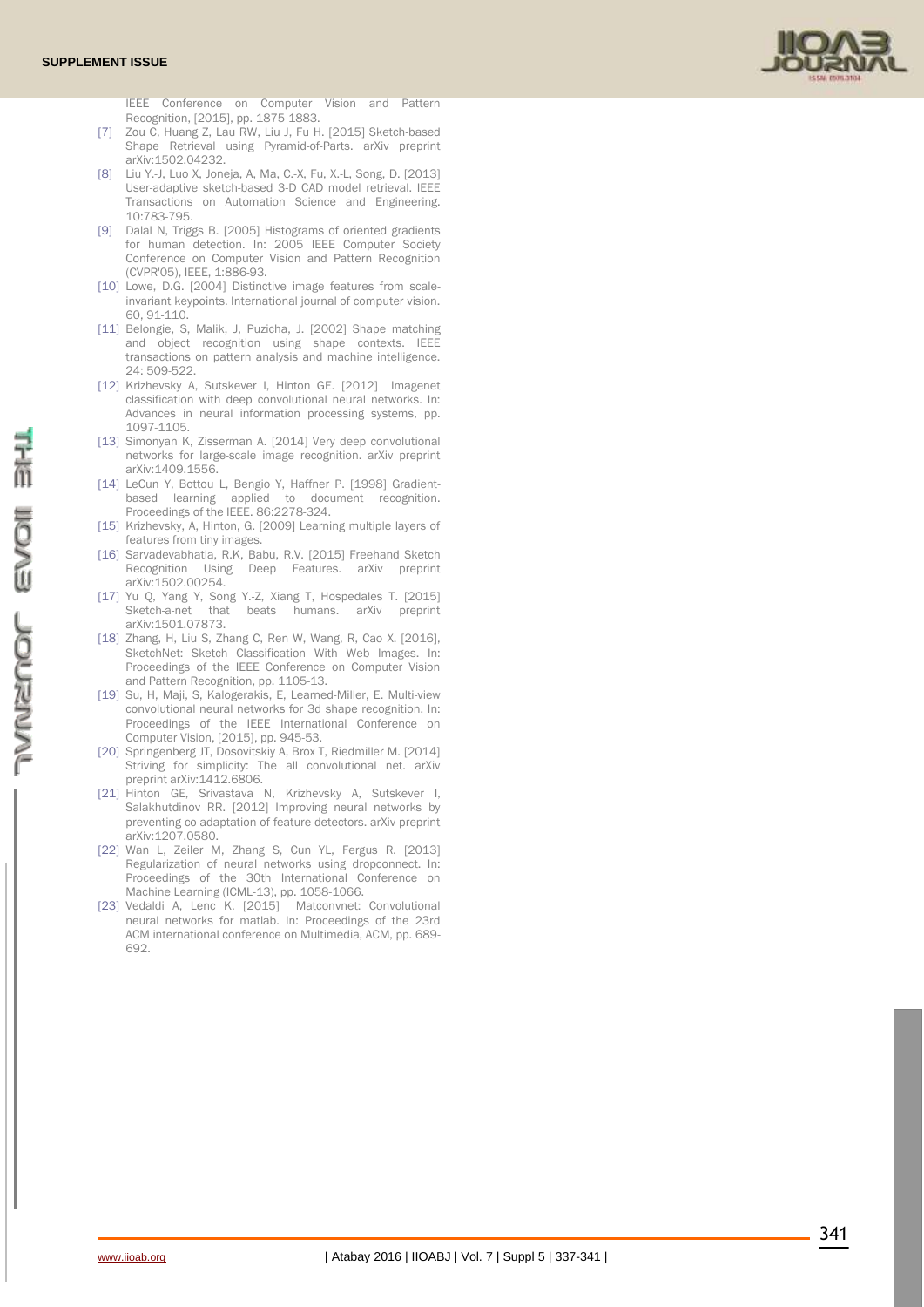IEEE Conference on Computer Vision and Pattern Recognition, [2015], pp. 1875-1883.

[7] Zou C, Huang Z, Lau RW, Liu J, Fu H. [2015] Sketch-based Shape Retrieval using Pyramid-of-Parts. arXiv preprint arXiv:1502.04232.

[8] Liu Y.-J, Luo X, Joneja, A, Ma, C.-X, Fu, X.-L, Song, D. [2013] User-adaptive sketch-based 3-D CAD model retrieval. IEEE Transactions on Automation Science and Engineering. 10:783-795.

[9] Dalal N, Triggs B. [2005] Histograms of oriented gradients for human detection. In: 2005 IEEE Computer Society Conference on Computer Vision and Pattern Recognition (CVPR'05), IEEE, 1:886-93.

[10] Lowe, D.G. [2004] Distinctive image features from scale-invariant keypoints. International journal of computer vision. 60, 91-110.

[11] Belongie, S, Malik, J, Puzicha, J. [2002] Shape matching and object recognition using shape contexts. IEEE transactions on pattern analysis and machine intelligence. 24: 509-522.

[12] Krizhevsky A, Sutskever I, Hinton GE. [2012] Imagenet classification with deep convolutional neural networks. In: Advances in neural information processing systems, pp. 1097-1105.

[13] Simonyan K, Zisserman A. [2014] Very deep convolutional networks for large-scale image recognition. arXiv preprint arXiv:1409.1556.

[14] LeCun Y, Bottou L, Bengio Y, Haffner P. [1998] Gradient-based learning applied to document recognition. Proceedings of the IEEE. 86:2278-324.

[15] Krizhevsky, A, Hinton, G. [2009] Learning multiple layers of features from tiny images.

[16] Sarvadevabhatla, R.K, Babu, R.V. [2015] Freehand Sketch Recognition Using Deep Features. arXiv preprint arXiv:1502.00254.

[17] Yu Q, Yang Y, Song Y.-Z, Xiang T, Hospedales T. [2015] Sketch-a-net that beats humans. arXiv preprint arXiv:1501.07873.

[18] Zhang, H, Liu S, Zhang C, Ren W, Wang, R, Cao X. [2016], SketchNet: Sketch Classification With Web Images. In: Proceedings of the IEEE Conference on Computer Vision and Pattern Recognition, pp. 1105-13.

[19] Su, H, Maji, S, Kalogerakis, E, Learned-Miller, E. Multi-view convolutional neural networks for 3d shape recognition. In: Proceedings of the IEEE International Conference on Computer Vision, [2015], pp. 945-53.

[20] Springenberg JT, Dosovitskiy A, Brox T, Riedmiller M. [2014] Striving for simplicity: The all convolutional net. arXiv preprint arXiv:1412.6806.

[21] Hinton GE, Srivastava N, Krizhevsky A, Sutskever I, Salakhutdinov RR. [2012] Improving neural networks by preventing co-adaptation of feature detectors. arXiv preprint arXiv:1207.0580.

[22] Wan L, Zeiler M, Zhang S, Cun YL, Fergus R. [2013] Regularization of neural networks using dropconnect. In: Proceedings of the 30th International Conference on Machine Learning (ICML-13), pp. 1058-1066.

[23] Vedaldi A, Lenc K. [2015] Matconvnet: Convolutional neural networks for matlab. In: Proceedings of the 23rd ACM international conference on Multimedia, ACM, pp. 689-692.